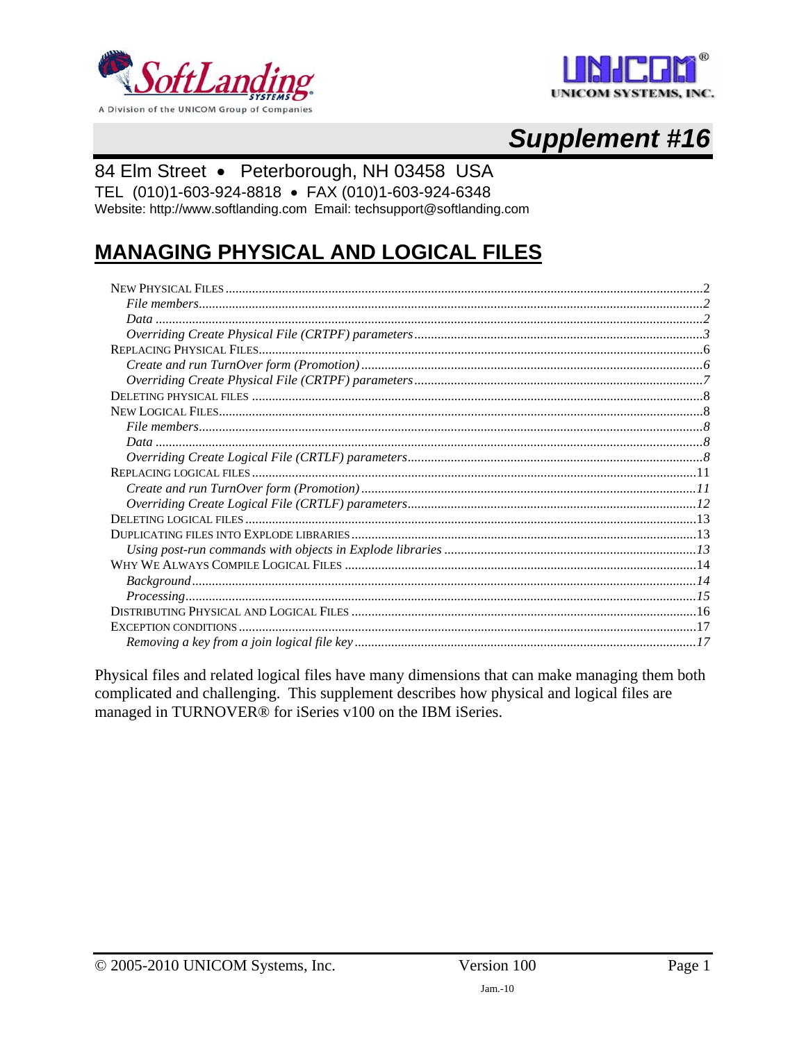SoftLanding SYSTEMS

A Division of the UNICOM Group of Companies

UNICOM SYSTEMS, INC.

# *Supplement #16*

84 Elm Street • Peterborough, NH 03458 USA

TEL (010)1-603-924-8818 • FAX (010)1-603-924-6348

Website: http://www.softlanding.com Email: techsupport@softlanding.com

## MANAGING PHYSICAL AND LOGICAL FILES

- NEW PHYSICAL FILES ........ 2
  - *File members* ........ *2*
  - *Data* ........ *2*
  - *Overriding Create Physical File (CRTPF) parameters* ........ *3*
- REPLACING PHYSICAL FILES ........ 6
  - *Create and run TurnOver form (Promotion)* ........ *6*
  - *Overriding Create Physical File (CRTPF) parameters* ........ *7*
- DELETING PHYSICAL FILES ........ 8
- NEW LOGICAL FILES ........ 8
  - *File members* ........ *8*
  - *Data* ........ *8*
  - *Overriding Create Logical File (CRTLF) parameters* ........ *8*
- REPLACING LOGICAL FILES ........ 11
  - *Create and run TurnOver form (Promotion)* ........ *11*
  - *Overriding Create Logical File (CRTLF) parameters* ........ *12*
- DELETING LOGICAL FILES ........ 13
- DUPLICATING FILES INTO EXPLODE LIBRARIES ........ 13
  - *Using post-run commands with objects in Explode libraries* ........ *13*
- WHY WE ALWAYS COMPILE LOGICAL FILES ........ 14
  - *Background* ........ *14*
  - *Processing* ........ *15*
- DISTRIBUTING PHYSICAL AND LOGICAL FILES ........ 16
- EXCEPTION CONDITIONS ........ 17
  - *Removing a key from a join logical file key* ........ *17*

Physical files and related logical files have many dimensions that can make managing them both complicated and challenging. This supplement describes how physical and logical files are managed in TURNOVER® for iSeries v100 on the IBM iSeries.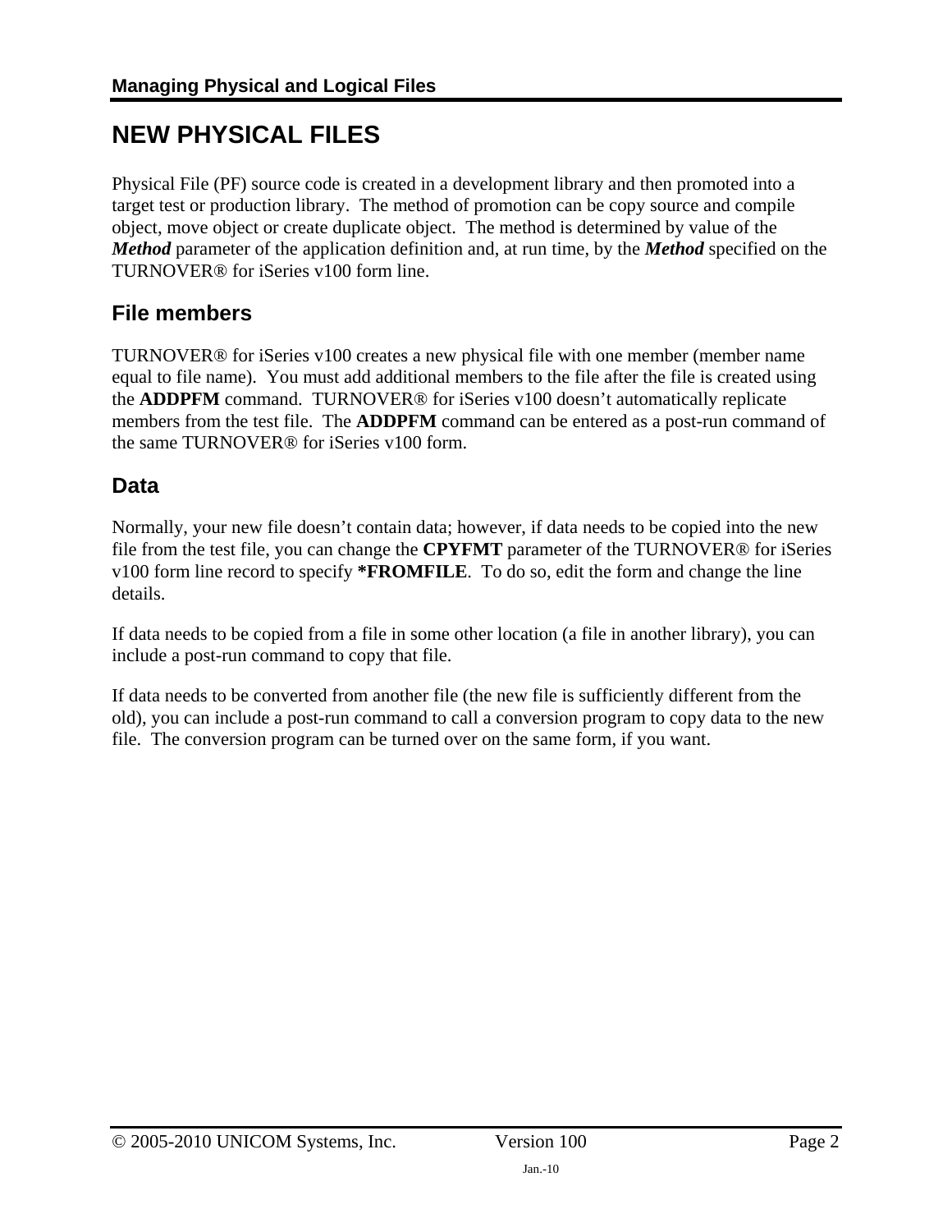# NEW PHYSICAL FILES

Physical File (PF) source code is created in a development library and then promoted into a target test or production library. The method of promotion can be copy source and compile object, move object or create duplicate object. The method is determined by value of the ***Method*** parameter of the application definition and, at run time, by the ***Method*** specified on the TURNOVER® for iSeries v100 form line.

## File members

TURNOVER® for iSeries v100 creates a new physical file with one member (member name equal to file name). You must add additional members to the file after the file is created using the **ADDPFM** command. TURNOVER® for iSeries v100 doesn't automatically replicate members from the test file. The **ADDPFM** command can be entered as a post-run command of the same TURNOVER® for iSeries v100 form.

## Data

Normally, your new file doesn't contain data; however, if data needs to be copied into the new file from the test file, you can change the **CPYFMT** parameter of the TURNOVER® for iSeries v100 form line record to specify ***FROMFILE**. To do so, edit the form and change the line details.

If data needs to be copied from a file in some other location (a file in another library), you can include a post-run command to copy that file.

If data needs to be converted from another file (the new file is sufficiently different from the old), you can include a post-run command to call a conversion program to copy data to the new file. The conversion program can be turned over on the same form, if you want.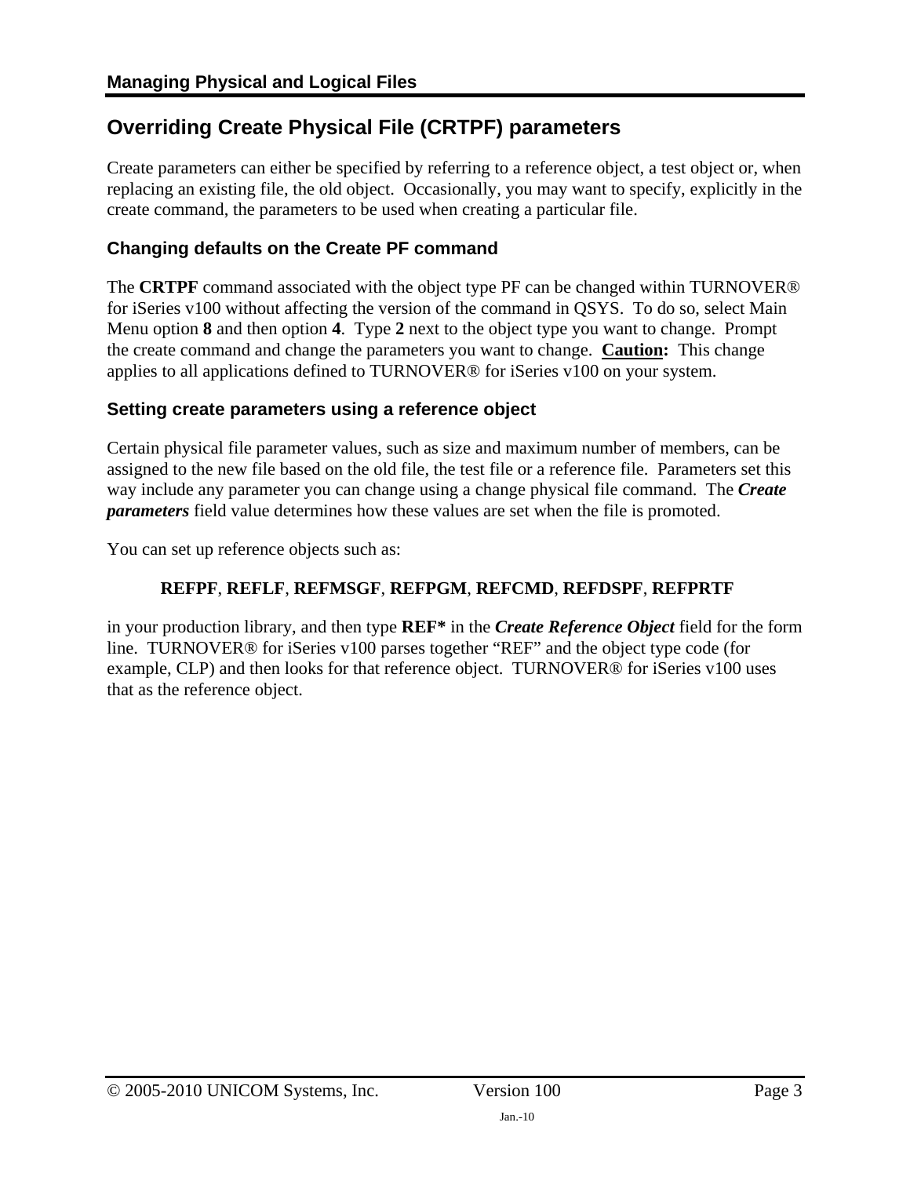## Overriding Create Physical File (CRTPF) parameters

Create parameters can either be specified by referring to a reference object, a test object or, when replacing an existing file, the old object. Occasionally, you may want to specify, explicitly in the create command, the parameters to be used when creating a particular file.

### Changing defaults on the Create PF command

The **CRTPF** command associated with the object type PF can be changed within TURNOVER® for iSeries v100 without affecting the version of the command in QSYS. To do so, select Main Menu option **8** and then option **4**. Type **2** next to the object type you want to change. Prompt the create command and change the parameters you want to change. **Caution:** This change applies to all applications defined to TURNOVER® for iSeries v100 on your system.

### Setting create parameters using a reference object

Certain physical file parameter values, such as size and maximum number of members, can be assigned to the new file based on the old file, the test file or a reference file. Parameters set this way include any parameter you can change using a change physical file command. The ***Create parameters*** field value determines how these values are set when the file is promoted.

You can set up reference objects such as:

**REFPF**, **REFLF**, **REFMSGF**, **REFPGM**, **REFCMD**, **REFDSPF**, **REFPRTF**

in your production library, and then type **REF*** in the ***Create Reference Object*** field for the form line. TURNOVER® for iSeries v100 parses together "REF" and the object type code (for example, CLP) and then looks for that reference object. TURNOVER® for iSeries v100 uses that as the reference object.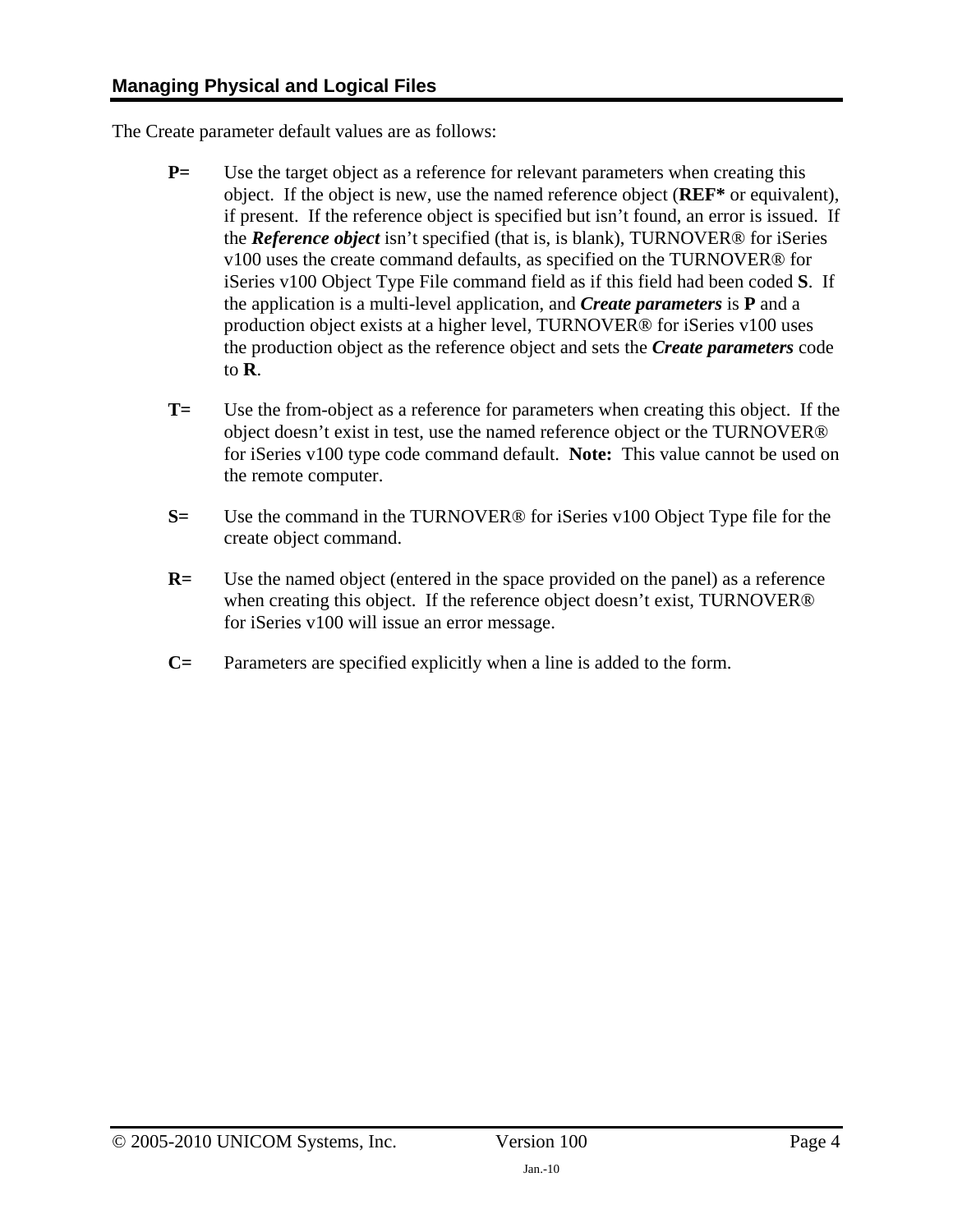The Create parameter default values are as follows:

**P=** Use the target object as a reference for relevant parameters when creating this object. If the object is new, use the named reference object (**REF*** or equivalent), if present. If the reference object is specified but isn't found, an error is issued. If the ***Reference object*** isn't specified (that is, is blank), TURNOVER® for iSeries v100 uses the create command defaults, as specified on the TURNOVER® for iSeries v100 Object Type File command field as if this field had been coded **S**. If the application is a multi-level application, and ***Create parameters*** is **P** and a production object exists at a higher level, TURNOVER® for iSeries v100 uses the production object as the reference object and sets the ***Create parameters*** code to **R**.

**T=** Use the from-object as a reference for parameters when creating this object. If the object doesn't exist in test, use the named reference object or the TURNOVER® for iSeries v100 type code command default. **Note:** This value cannot be used on the remote computer.

**S=** Use the command in the TURNOVER® for iSeries v100 Object Type file for the create object command.

**R=** Use the named object (entered in the space provided on the panel) as a reference when creating this object. If the reference object doesn't exist, TURNOVER® for iSeries v100 will issue an error message.

**C=** Parameters are specified explicitly when a line is added to the form.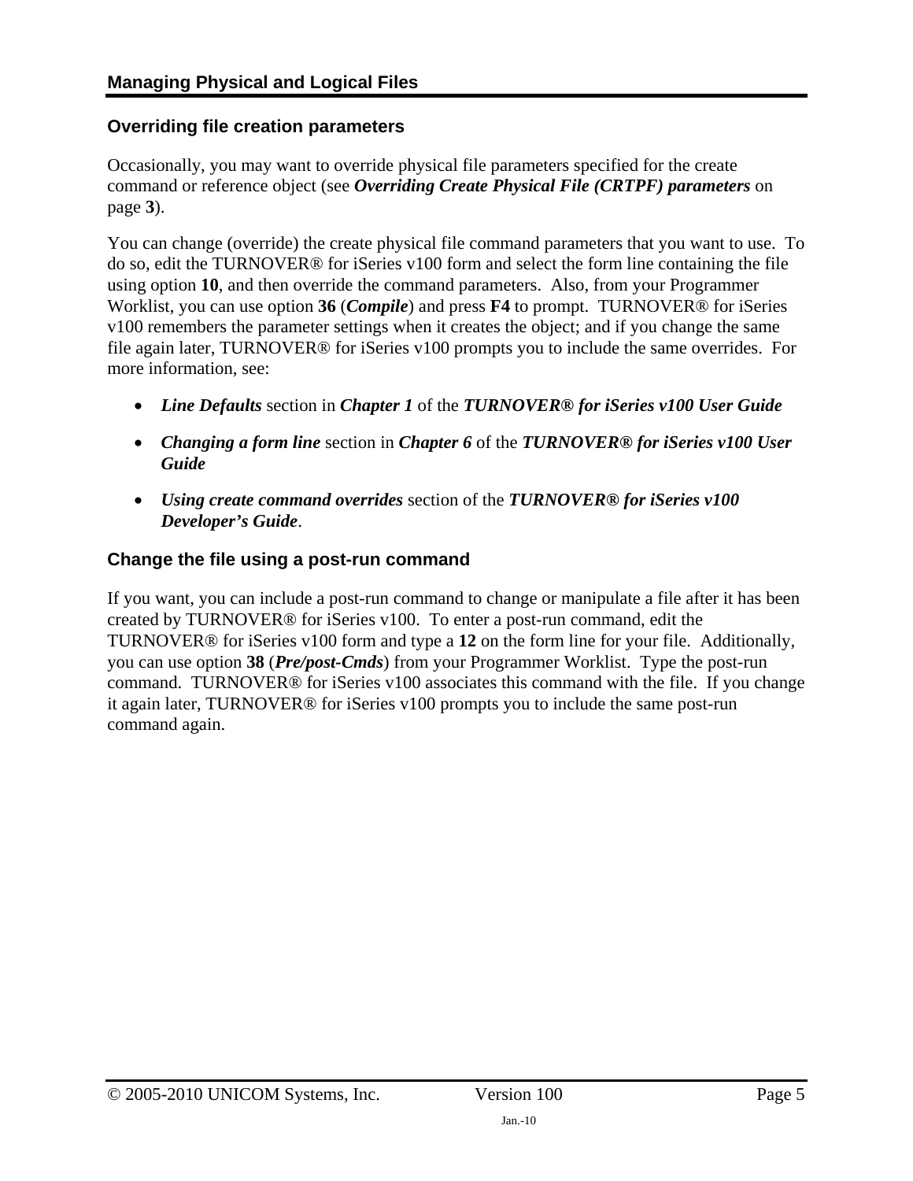## Overriding file creation parameters

Occasionally, you may want to override physical file parameters specified for the create command or reference object (see ***Overriding Create Physical File (CRTPF) parameters*** on page **3**).

You can change (override) the create physical file command parameters that you want to use. To do so, edit the TURNOVER® for iSeries v100 form and select the form line containing the file using option **10**, and then override the command parameters. Also, from your Programmer Worklist, you can use option **36** (***Compile***) and press **F4** to prompt. TURNOVER® for iSeries v100 remembers the parameter settings when it creates the object; and if you change the same file again later, TURNOVER® for iSeries v100 prompts you to include the same overrides. For more information, see:

- ***Line Defaults*** section in ***Chapter 1*** of the ***TURNOVER® for iSeries v100 User Guide***
- ***Changing a form line*** section in ***Chapter 6*** of the ***TURNOVER® for iSeries v100 User Guide***
- ***Using create command overrides*** section of the ***TURNOVER® for iSeries v100 Developer's Guide***.

## Change the file using a post-run command

If you want, you can include a post-run command to change or manipulate a file after it has been created by TURNOVER® for iSeries v100. To enter a post-run command, edit the TURNOVER® for iSeries v100 form and type a **12** on the form line for your file. Additionally, you can use option **38** (***Pre/post-Cmds***) from your Programmer Worklist. Type the post-run command. TURNOVER® for iSeries v100 associates this command with the file. If you change it again later, TURNOVER® for iSeries v100 prompts you to include the same post-run command again.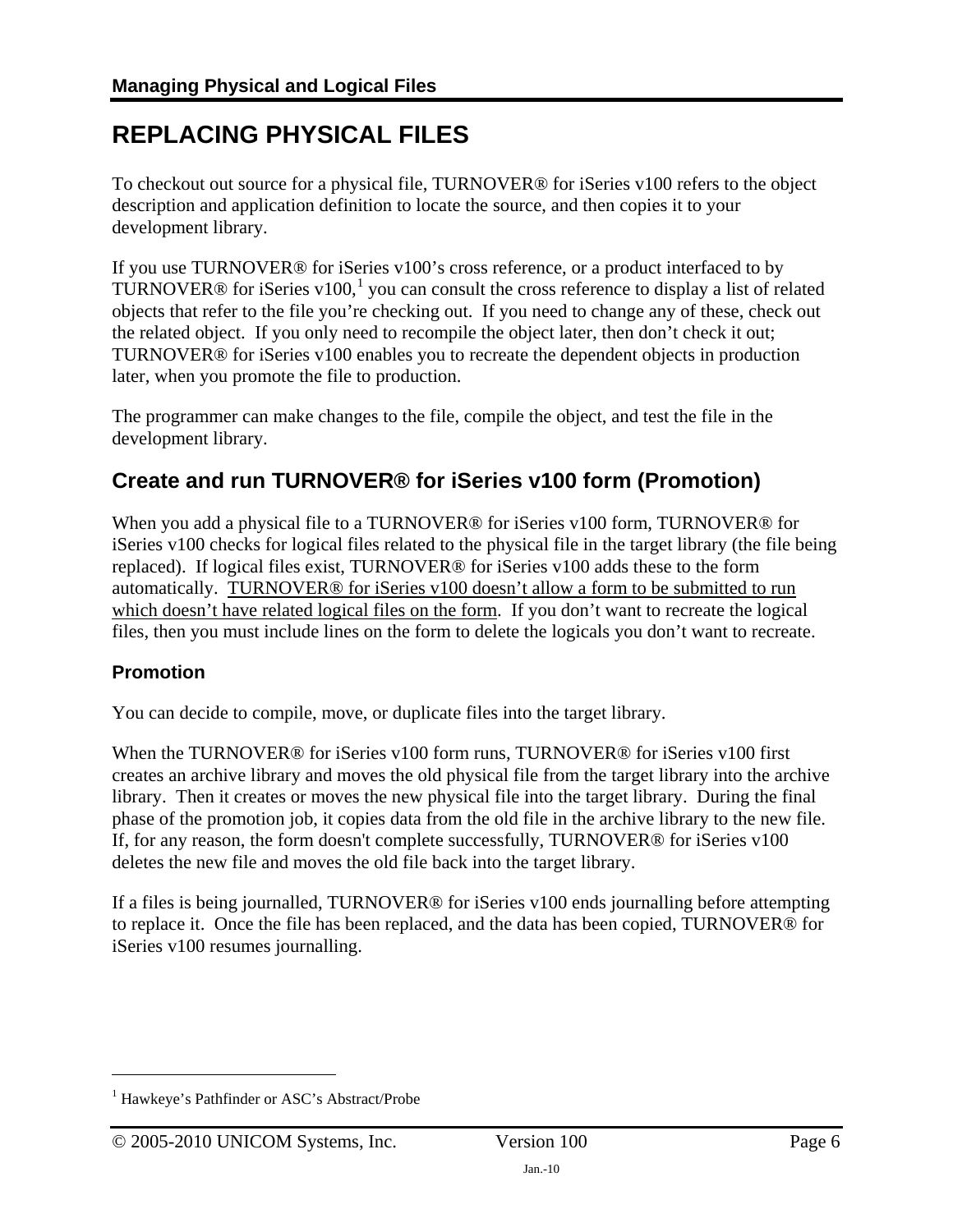# REPLACING PHYSICAL FILES

To checkout out source for a physical file, TURNOVER® for iSeries v100 refers to the object description and application definition to locate the source, and then copies it to your development library.

If you use TURNOVER® for iSeries v100's cross reference, or a product interfaced to by TURNOVER® for iSeries v100,[1] you can consult the cross reference to display a list of related objects that refer to the file you're checking out. If you need to change any of these, check out the related object. If you only need to recompile the object later, then don't check it out; TURNOVER® for iSeries v100 enables you to recreate the dependent objects in production later, when you promote the file to production.

The programmer can make changes to the file, compile the object, and test the file in the development library.

## Create and run TURNOVER® for iSeries v100 form (Promotion)

When you add a physical file to a TURNOVER® for iSeries v100 form, TURNOVER® for iSeries v100 checks for logical files related to the physical file in the target library (the file being replaced). If logical files exist, TURNOVER® for iSeries v100 adds these to the form automatically. <u>TURNOVER® for iSeries v100 doesn't allow a form to be submitted to run which doesn't have related logical files on the form</u>. If you don't want to recreate the logical files, then you must include lines on the form to delete the logicals you don't want to recreate.

### Promotion

You can decide to compile, move, or duplicate files into the target library.

When the TURNOVER® for iSeries v100 form runs, TURNOVER® for iSeries v100 first creates an archive library and moves the old physical file from the target library into the archive library. Then it creates or moves the new physical file into the target library. During the final phase of the promotion job, it copies data from the old file in the archive library to the new file. If, for any reason, the form doesn't complete successfully, TURNOVER® for iSeries v100 deletes the new file and moves the old file back into the target library.

If a files is being journalled, TURNOVER® for iSeries v100 ends journalling before attempting to replace it. Once the file has been replaced, and the data has been copied, TURNOVER® for iSeries v100 resumes journalling.

---

[1] Hawkeye's Pathfinder or ASC's Abstract/Probe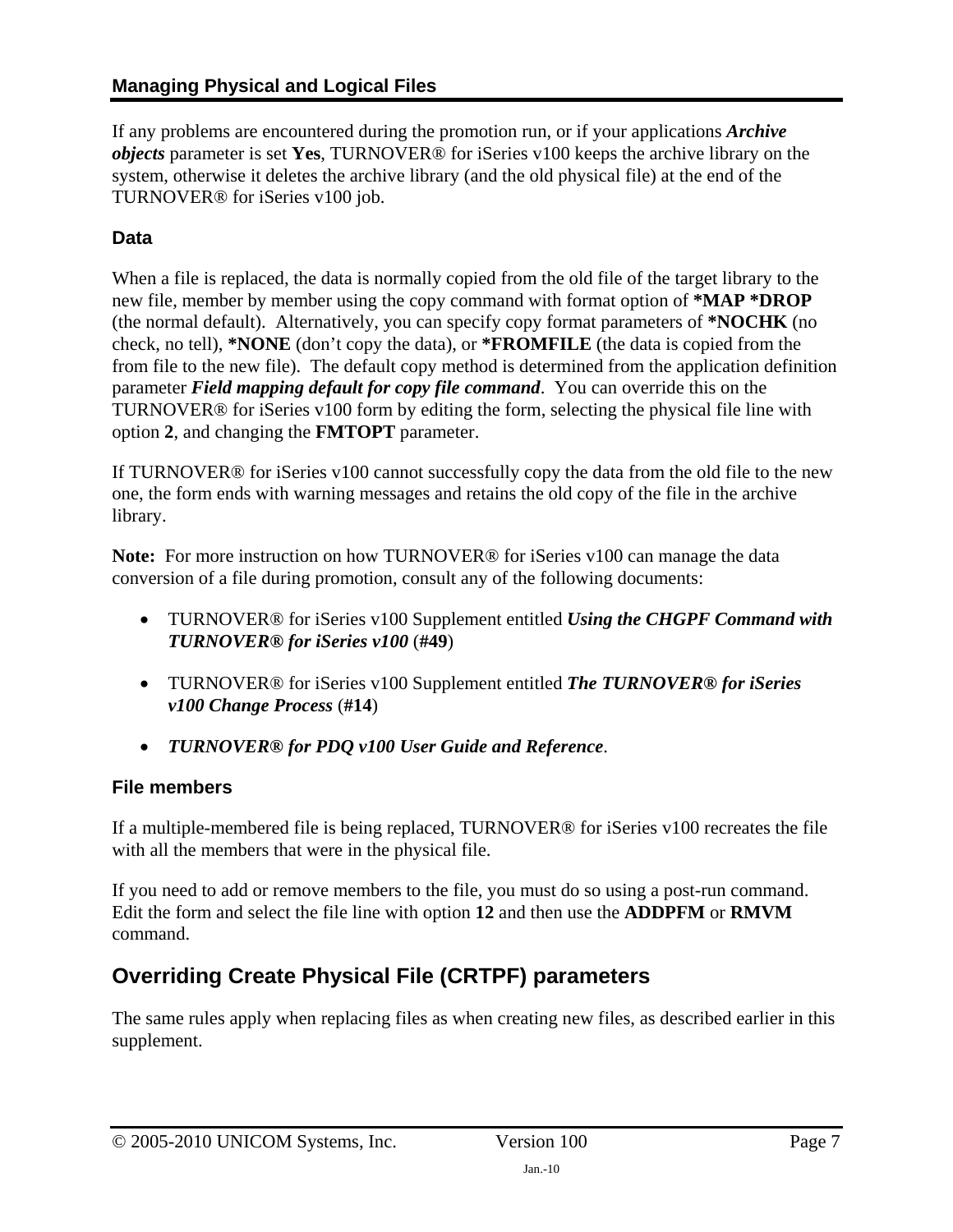If any problems are encountered during the promotion run, or if your applications ***Archive objects*** parameter is set **Yes**, TURNOVER® for iSeries v100 keeps the archive library on the system, otherwise it deletes the archive library (and the old physical file) at the end of the TURNOVER® for iSeries v100 job.

### Data

When a file is replaced, the data is normally copied from the old file of the target library to the new file, member by member using the copy command with format option of ***MAP *DROP** (the normal default). Alternatively, you can specify copy format parameters of ***NOCHK** (no check, no tell), ***NONE** (don't copy the data), or ***FROMFILE** (the data is copied from the from file to the new file). The default copy method is determined from the application definition parameter ***Field mapping default for copy file command***. You can override this on the TURNOVER® for iSeries v100 form by editing the form, selecting the physical file line with option **2**, and changing the **FMTOPT** parameter.

If TURNOVER® for iSeries v100 cannot successfully copy the data from the old file to the new one, the form ends with warning messages and retains the old copy of the file in the archive library.

**Note:** For more instruction on how TURNOVER® for iSeries v100 can manage the data conversion of a file during promotion, consult any of the following documents:

- TURNOVER® for iSeries v100 Supplement entitled ***Using the CHGPF Command with TURNOVER® for iSeries v100*** (**#49**)
- TURNOVER® for iSeries v100 Supplement entitled ***The TURNOVER® for iSeries v100 Change Process*** (**#14**)
- ***TURNOVER® for PDQ v100 User Guide and Reference***.

### File members

If a multiple-membered file is being replaced, TURNOVER® for iSeries v100 recreates the file with all the members that were in the physical file.

If you need to add or remove members to the file, you must do so using a post-run command. Edit the form and select the file line with option **12** and then use the **ADDPFM** or **RMVM** command.

## Overriding Create Physical File (CRTPF) parameters

The same rules apply when replacing files as when creating new files, as described earlier in this supplement.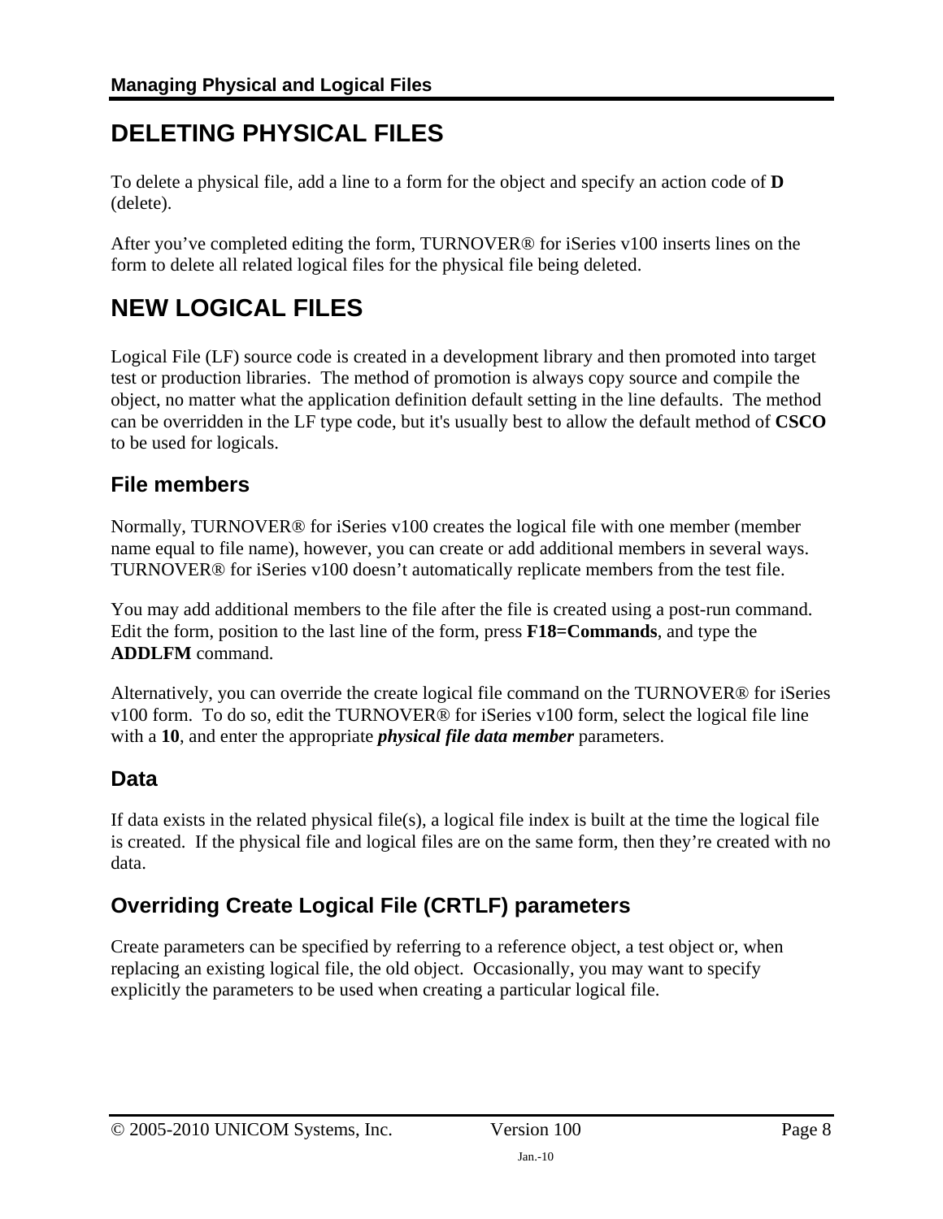# DELETING PHYSICAL FILES

To delete a physical file, add a line to a form for the object and specify an action code of **D** (delete).

After you've completed editing the form, TURNOVER® for iSeries v100 inserts lines on the form to delete all related logical files for the physical file being deleted.

# NEW LOGICAL FILES

Logical File (LF) source code is created in a development library and then promoted into target test or production libraries. The method of promotion is always copy source and compile the object, no matter what the application definition default setting in the line defaults. The method can be overridden in the LF type code, but it's usually best to allow the default method of **CSCO** to be used for logicals.

## File members

Normally, TURNOVER® for iSeries v100 creates the logical file with one member (member name equal to file name), however, you can create or add additional members in several ways. TURNOVER® for iSeries v100 doesn't automatically replicate members from the test file.

You may add additional members to the file after the file is created using a post-run command. Edit the form, position to the last line of the form, press **F18=Commands**, and type the **ADDLFM** command.

Alternatively, you can override the create logical file command on the TURNOVER® for iSeries v100 form. To do so, edit the TURNOVER® for iSeries v100 form, select the logical file line with a **10**, and enter the appropriate ***physical file data member*** parameters.

## Data

If data exists in the related physical file(s), a logical file index is built at the time the logical file is created. If the physical file and logical files are on the same form, then they're created with no data.

## Overriding Create Logical File (CRTLF) parameters

Create parameters can be specified by referring to a reference object, a test object or, when replacing an existing logical file, the old object. Occasionally, you may want to specify explicitly the parameters to be used when creating a particular logical file.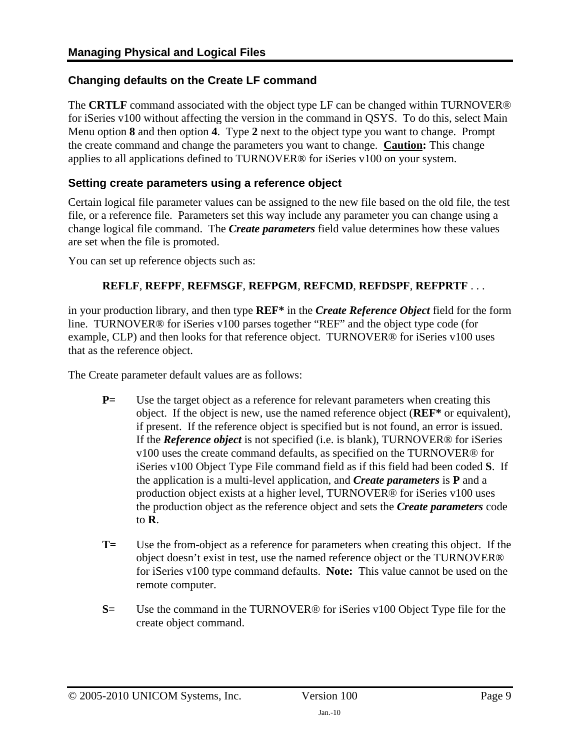## Changing defaults on the Create LF command

The **CRTLF** command associated with the object type LF can be changed within TURNOVER® for iSeries v100 without affecting the version in the command in QSYS. To do this, select Main Menu option **8** and then option **4**. Type **2** next to the object type you want to change. Prompt the create command and change the parameters you want to change. **Caution:** This change applies to all applications defined to TURNOVER® for iSeries v100 on your system.

## Setting create parameters using a reference object

Certain logical file parameter values can be assigned to the new file based on the old file, the test file, or a reference file. Parameters set this way include any parameter you can change using a change logical file command. The ***Create parameters*** field value determines how these values are set when the file is promoted.

You can set up reference objects such as:

> **REFLF**, **REFPF**, **REFMSGF**, **REFPGM**, **REFCMD**, **REFDSPF**, **REFPRTF** . . .

in your production library, and then type **REF*** in the ***Create Reference Object*** field for the form line. TURNOVER® for iSeries v100 parses together "REF" and the object type code (for example, CLP) and then looks for that reference object. TURNOVER® for iSeries v100 uses that as the reference object.

The Create parameter default values are as follows:

**P=** Use the target object as a reference for relevant parameters when creating this object. If the object is new, use the named reference object (**REF*** or equivalent), if present. If the reference object is specified but is not found, an error is issued. If the ***Reference object*** is not specified (i.e. is blank), TURNOVER® for iSeries v100 uses the create command defaults, as specified on the TURNOVER® for iSeries v100 Object Type File command field as if this field had been coded **S**. If the application is a multi-level application, and ***Create parameters*** is **P** and a production object exists at a higher level, TURNOVER® for iSeries v100 uses the production object as the reference object and sets the ***Create parameters*** code to **R**.

**T=** Use the from-object as a reference for parameters when creating this object. If the object doesn't exist in test, use the named reference object or the TURNOVER® for iSeries v100 type command defaults. **Note:** This value cannot be used on the remote computer.

**S=** Use the command in the TURNOVER® for iSeries v100 Object Type file for the create object command.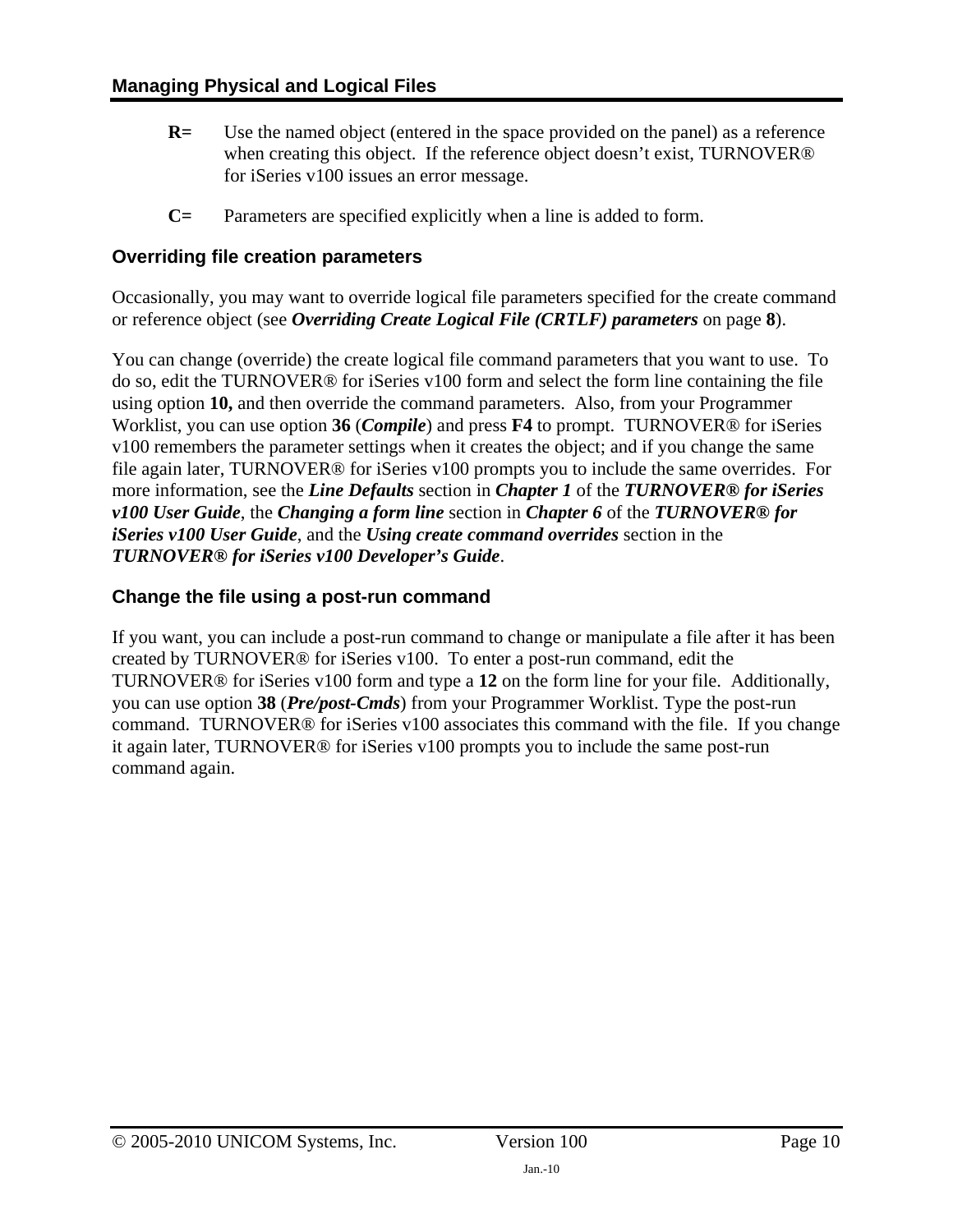**R=** Use the named object (entered in the space provided on the panel) as a reference when creating this object. If the reference object doesn't exist, TURNOVER® for iSeries v100 issues an error message.

**C=** Parameters are specified explicitly when a line is added to form.

### Overriding file creation parameters

Occasionally, you may want to override logical file parameters specified for the create command or reference object (see ***Overriding Create Logical File (CRTLF) parameters*** on page **8**).

You can change (override) the create logical file command parameters that you want to use. To do so, edit the TURNOVER® for iSeries v100 form and select the form line containing the file using option **10,** and then override the command parameters. Also, from your Programmer Worklist, you can use option **36** (***Compile***) and press **F4** to prompt. TURNOVER® for iSeries v100 remembers the parameter settings when it creates the object; and if you change the same file again later, TURNOVER® for iSeries v100 prompts you to include the same overrides. For more information, see the ***Line Defaults*** section in ***Chapter 1*** of the ***TURNOVER® for iSeries v100 User Guide***, the ***Changing a form line*** section in ***Chapter 6*** of the ***TURNOVER® for iSeries v100 User Guide***, and the ***Using create command overrides*** section in the ***TURNOVER® for iSeries v100 Developer's Guide***.

### Change the file using a post-run command

If you want, you can include a post-run command to change or manipulate a file after it has been created by TURNOVER® for iSeries v100. To enter a post-run command, edit the TURNOVER® for iSeries v100 form and type a **12** on the form line for your file. Additionally, you can use option **38** (***Pre/post-Cmds***) from your Programmer Worklist. Type the post-run command. TURNOVER® for iSeries v100 associates this command with the file. If you change it again later, TURNOVER® for iSeries v100 prompts you to include the same post-run command again.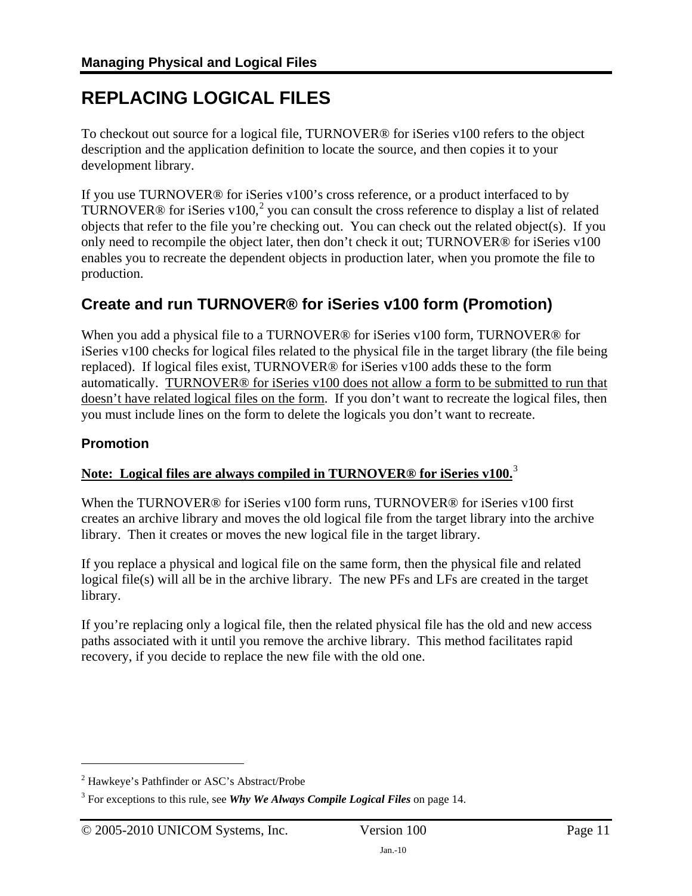# REPLACING LOGICAL FILES

To checkout out source for a logical file, TURNOVER® for iSeries v100 refers to the object description and the application definition to locate the source, and then copies it to your development library.

If you use TURNOVER® for iSeries v100's cross reference, or a product interfaced to by TURNOVER® for iSeries v100,[2] you can consult the cross reference to display a list of related objects that refer to the file you're checking out. You can check out the related object(s). If you only need to recompile the object later, then don't check it out; TURNOVER® for iSeries v100 enables you to recreate the dependent objects in production later, when you promote the file to production.

## Create and run TURNOVER® for iSeries v100 form (Promotion)

When you add a physical file to a TURNOVER® for iSeries v100 form, TURNOVER® for iSeries v100 checks for logical files related to the physical file in the target library (the file being replaced). If logical files exist, TURNOVER® for iSeries v100 adds these to the form automatically. <u>TURNOVER® for iSeries v100 does not allow a form to be submitted to run that doesn't have related logical files on the form</u>. If you don't want to recreate the logical files, then you must include lines on the form to delete the logicals you don't want to recreate.

### Promotion

<u>**Note: Logical files are always compiled in TURNOVER® for iSeries v100.**</u>[3]

When the TURNOVER® for iSeries v100 form runs, TURNOVER® for iSeries v100 first creates an archive library and moves the old logical file from the target library into the archive library. Then it creates or moves the new logical file in the target library.

If you replace a physical and logical file on the same form, then the physical file and related logical file(s) will all be in the archive library. The new PFs and LFs are created in the target library.

If you're replacing only a logical file, then the related physical file has the old and new access paths associated with it until you remove the archive library. This method facilitates rapid recovery, if you decide to replace the new file with the old one.

---

[2] Hawkeye's Pathfinder or ASC's Abstract/Probe

[3] For exceptions to this rule, see ***Why We Always Compile Logical Files*** on page 14.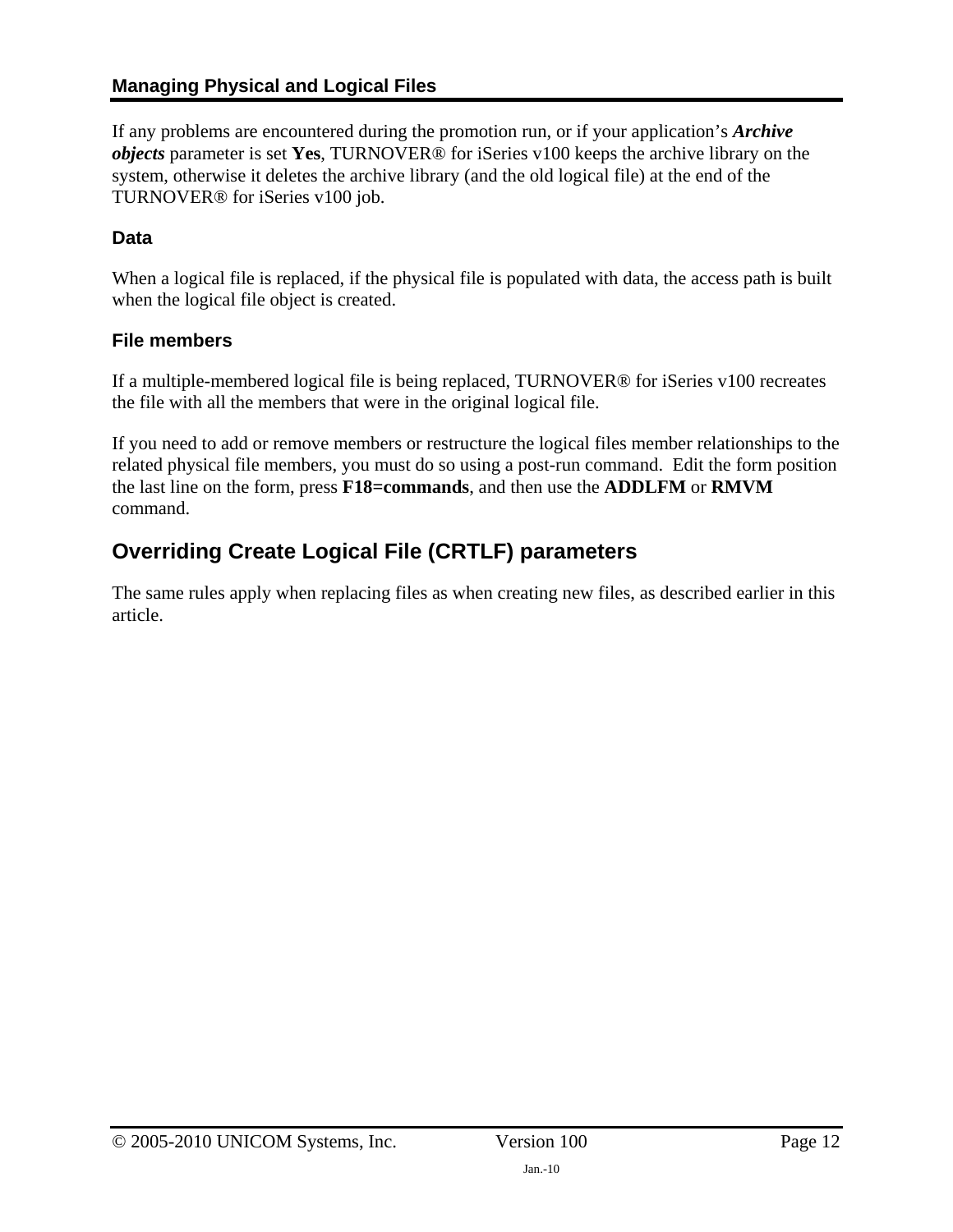If any problems are encountered during the promotion run, or if your application's ***Archive objects*** parameter is set **Yes**, TURNOVER® for iSeries v100 keeps the archive library on the system, otherwise it deletes the archive library (and the old logical file) at the end of the TURNOVER® for iSeries v100 job.

### Data

When a logical file is replaced, if the physical file is populated with data, the access path is built when the logical file object is created.

### File members

If a multiple-membered logical file is being replaced, TURNOVER® for iSeries v100 recreates the file with all the members that were in the original logical file.

If you need to add or remove members or restructure the logical files member relationships to the related physical file members, you must do so using a post-run command. Edit the form position the last line on the form, press **F18=commands**, and then use the **ADDLFM** or **RMVM** command.

## Overriding Create Logical File (CRTLF) parameters

The same rules apply when replacing files as when creating new files, as described earlier in this article.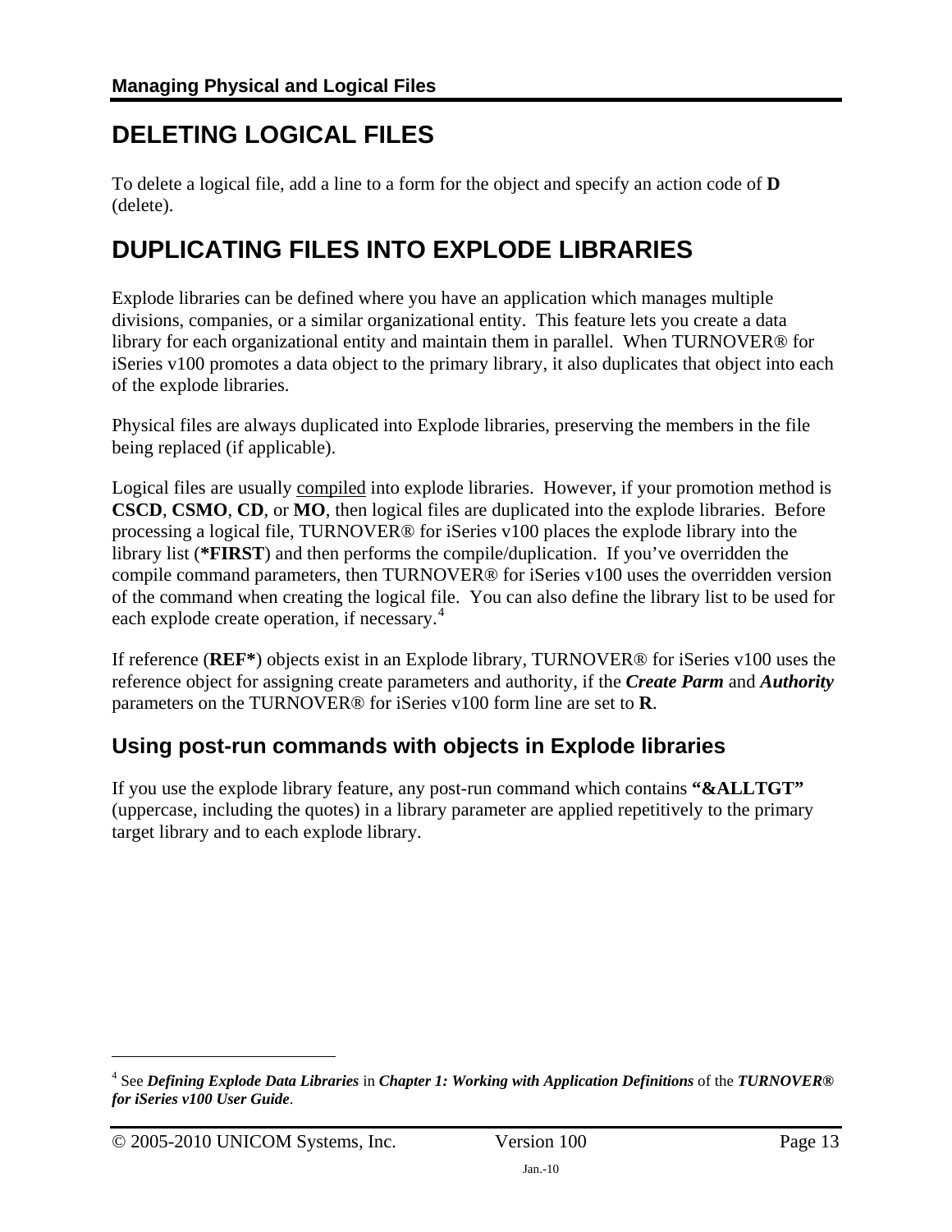# DELETING LOGICAL FILES

To delete a logical file, add a line to a form for the object and specify an action code of **D** (delete).

# DUPLICATING FILES INTO EXPLODE LIBRARIES

Explode libraries can be defined where you have an application which manages multiple divisions, companies, or a similar organizational entity. This feature lets you create a data library for each organizational entity and maintain them in parallel. When TURNOVER® for iSeries v100 promotes a data object to the primary library, it also duplicates that object into each of the explode libraries.

Physical files are always duplicated into Explode libraries, preserving the members in the file being replaced (if applicable).

Logical files are usually compiled into explode libraries. However, if your promotion method is **CSCD**, **CSMO**, **CD**, or **MO**, then logical files are duplicated into the explode libraries. Before processing a logical file, TURNOVER® for iSeries v100 places the explode library into the library list (***FIRST**) and then performs the compile/duplication. If you've overridden the compile command parameters, then TURNOVER® for iSeries v100 uses the overridden version of the command when creating the logical file. You can also define the library list to be used for each explode create operation, if necessary.[4]

If reference (**REF***) objects exist in an Explode library, TURNOVER® for iSeries v100 uses the reference object for assigning create parameters and authority, if the ***Create Parm*** and ***Authority*** parameters on the TURNOVER® for iSeries v100 form line are set to **R**.

## Using post-run commands with objects in Explode libraries

If you use the explode library feature, any post-run command which contains **"&ALLTGT"** (uppercase, including the quotes) in a library parameter are applied repetitively to the primary target library and to each explode library.

---

[4] See ***Defining Explode Data Libraries*** in ***Chapter 1: Working with Application Definitions*** of the ***TURNOVER® for iSeries v100 User Guide***.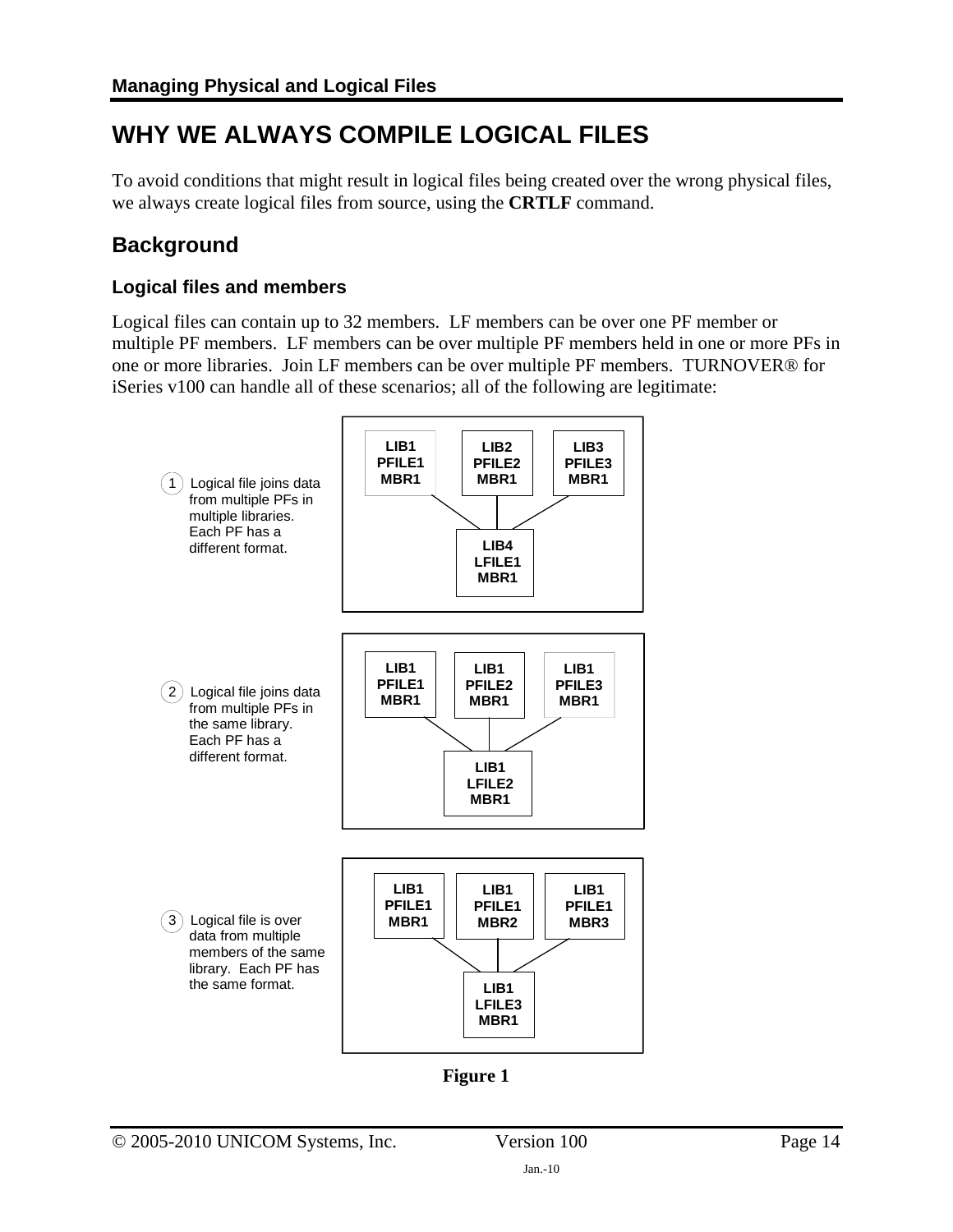# WHY WE ALWAYS COMPILE LOGICAL FILES

To avoid conditions that might result in logical files being created over the wrong physical files, we always create logical files from source, using the **CRTLF** command.

## Background

### Logical files and members

Logical files can contain up to 32 members. LF members can be over one PF member or multiple PF members. LF members can be over multiple PF members held in one or more PFs in one or more libraries. Join LF members can be over multiple PF members. TURNOVER® for iSeries v100 can handle all of these scenarios; all of the following are legitimate:

1 Logical file joins data from multiple PFs in multiple libraries. Each PF has a different format.

LIB1 PFILE1 MBR1

LIB2 PFILE2 MBR1

LIB3 PFILE3 MBR1

LIB4 LFILE1 MBR1

2 Logical file joins data from multiple PFs in the same library. Each PF has a different format.

LIB1 PFILE1 MBR1

LIB1 PFILE2 MBR1

LIB1 PFILE3 MBR1

LIB1 LFILE2 MBR1

3 Logical file is over data from multiple members of the same library. Each PF has the same format.

LIB1 PFILE1 MBR1

LIB1 PFILE1 MBR2

LIB1 PFILE1 MBR3

LIB1 LFILE3 MBR1

**Figure 1**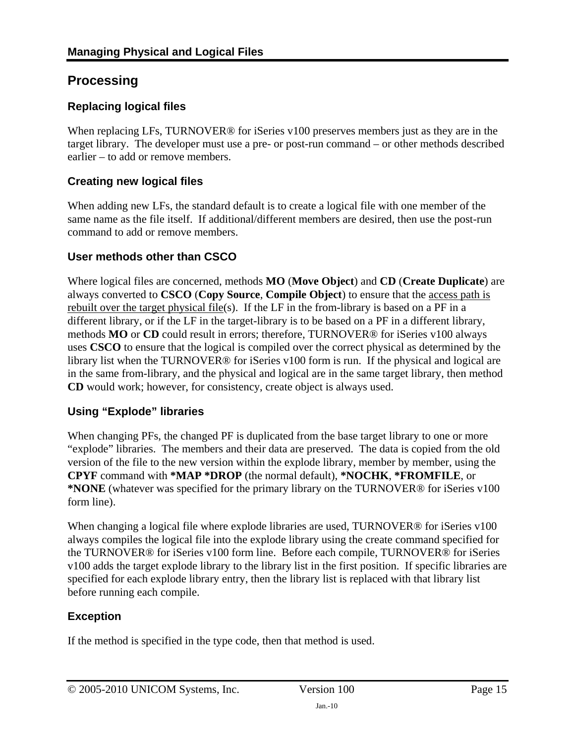## Processing

### Replacing logical files

When replacing LFs, TURNOVER® for iSeries v100 preserves members just as they are in the target library. The developer must use a pre- or post-run command – or other methods described earlier – to add or remove members.

### Creating new logical files

When adding new LFs, the standard default is to create a logical file with one member of the same name as the file itself. If additional/different members are desired, then use the post-run command to add or remove members.

### User methods other than CSCO

Where logical files are concerned, methods **MO** (**Move Object**) and **CD** (**Create Duplicate**) are always converted to **CSCO** (**Copy Source**, **Compile Object**) to ensure that the access path is rebuilt over the target physical file(s). If the LF in the from-library is based on a PF in a different library, or if the LF in the target-library is to be based on a PF in a different library, methods **MO** or **CD** could result in errors; therefore, TURNOVER® for iSeries v100 always uses **CSCO** to ensure that the logical is compiled over the correct physical as determined by the library list when the TURNOVER® for iSeries v100 form is run. If the physical and logical are in the same from-library, and the physical and logical are in the same target library, then method **CD** would work; however, for consistency, create object is always used.

### Using "Explode" libraries

When changing PFs, the changed PF is duplicated from the base target library to one or more "explode" libraries. The members and their data are preserved. The data is copied from the old version of the file to the new version within the explode library, member by member, using the **CPYF** command with ***MAP *DROP** (the normal default), ***NOCHK**, ***FROMFILE**, or ***NONE** (whatever was specified for the primary library on the TURNOVER® for iSeries v100 form line).

When changing a logical file where explode libraries are used, TURNOVER® for iSeries v100 always compiles the logical file into the explode library using the create command specified for the TURNOVER® for iSeries v100 form line. Before each compile, TURNOVER® for iSeries v100 adds the target explode library to the library list in the first position. If specific libraries are specified for each explode library entry, then the library list is replaced with that library list before running each compile.

### Exception

If the method is specified in the type code, then that method is used.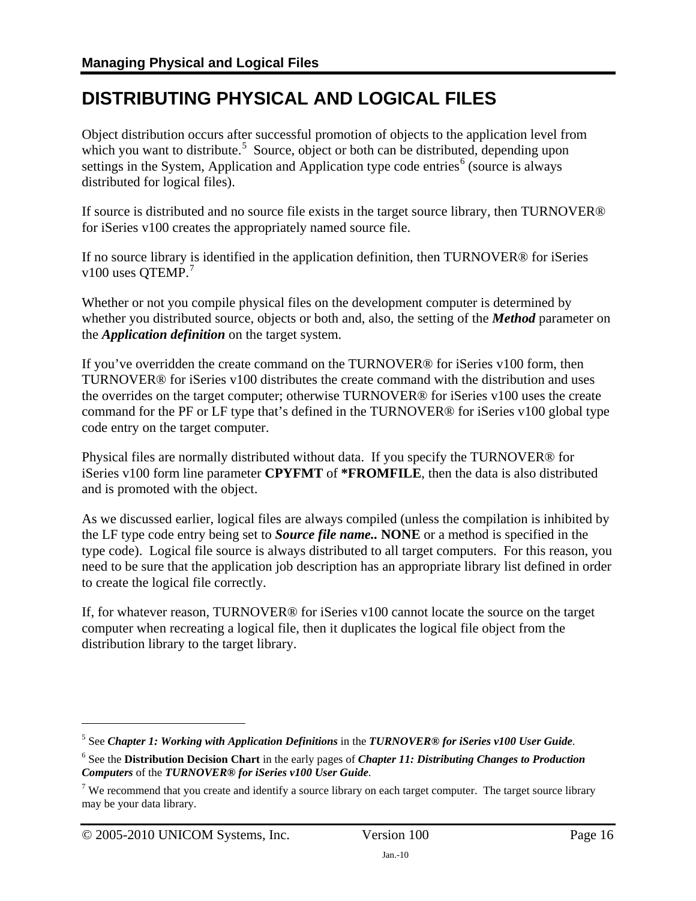# DISTRIBUTING PHYSICAL AND LOGICAL FILES

Object distribution occurs after successful promotion of objects to the application level from which you want to distribute.[5] Source, object or both can be distributed, depending upon settings in the System, Application and Application type code entries[6] (source is always distributed for logical files).

If source is distributed and no source file exists in the target source library, then TURNOVER® for iSeries v100 creates the appropriately named source file.

If no source library is identified in the application definition, then TURNOVER® for iSeries v100 uses QTEMP.[7]

Whether or not you compile physical files on the development computer is determined by whether you distributed source, objects or both and, also, the setting of the ***Method*** parameter on the ***Application definition*** on the target system.

If you've overridden the create command on the TURNOVER® for iSeries v100 form, then TURNOVER® for iSeries v100 distributes the create command with the distribution and uses the overrides on the target computer; otherwise TURNOVER® for iSeries v100 uses the create command for the PF or LF type that's defined in the TURNOVER® for iSeries v100 global type code entry on the target computer.

Physical files are normally distributed without data. If you specify the TURNOVER® for iSeries v100 form line parameter **CPYFMT** of ***FROMFILE**, then the data is also distributed and is promoted with the object.

As we discussed earlier, logical files are always compiled (unless the compilation is inhibited by the LF type code entry being set to ***Source file name..*** **NONE** or a method is specified in the type code). Logical file source is always distributed to all target computers. For this reason, you need to be sure that the application job description has an appropriate library list defined in order to create the logical file correctly.

If, for whatever reason, TURNOVER® for iSeries v100 cannot locate the source on the target computer when recreating a logical file, then it duplicates the logical file object from the distribution library to the target library.

---

[5] See ***Chapter 1: Working with Application Definitions*** in the ***TURNOVER® for iSeries v100 User Guide***.

[6] See the **Distribution Decision Chart** in the early pages of ***Chapter 11: Distributing Changes to Production Computers*** of the ***TURNOVER® for iSeries v100 User Guide***.

[7] We recommend that you create and identify a source library on each target computer. The target source library may be your data library.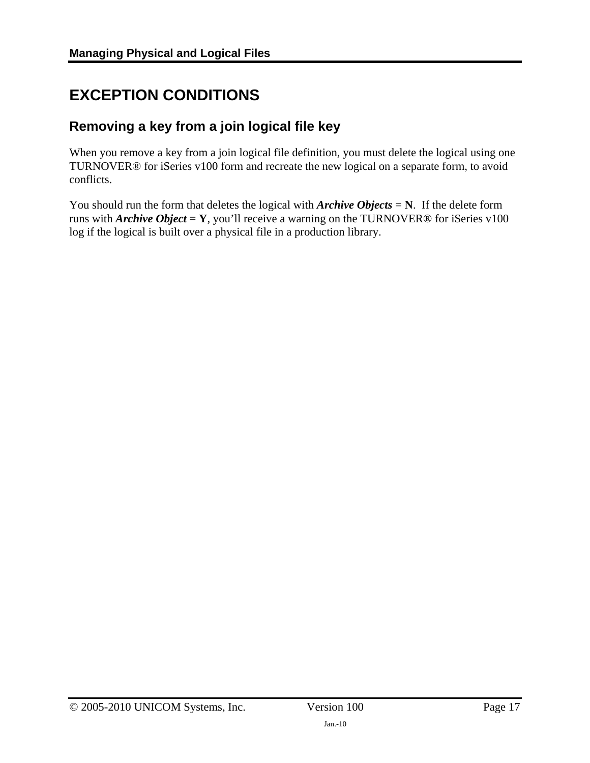# EXCEPTION CONDITIONS

## Removing a key from a join logical file key

When you remove a key from a join logical file definition, you must delete the logical using one TURNOVER® for iSeries v100 form and recreate the new logical on a separate form, to avoid conflicts.

You should run the form that deletes the logical with ***Archive Objects*** = **N**. If the delete form runs with ***Archive Object*** = **Y**, you'll receive a warning on the TURNOVER® for iSeries v100 log if the logical is built over a physical file in a production library.